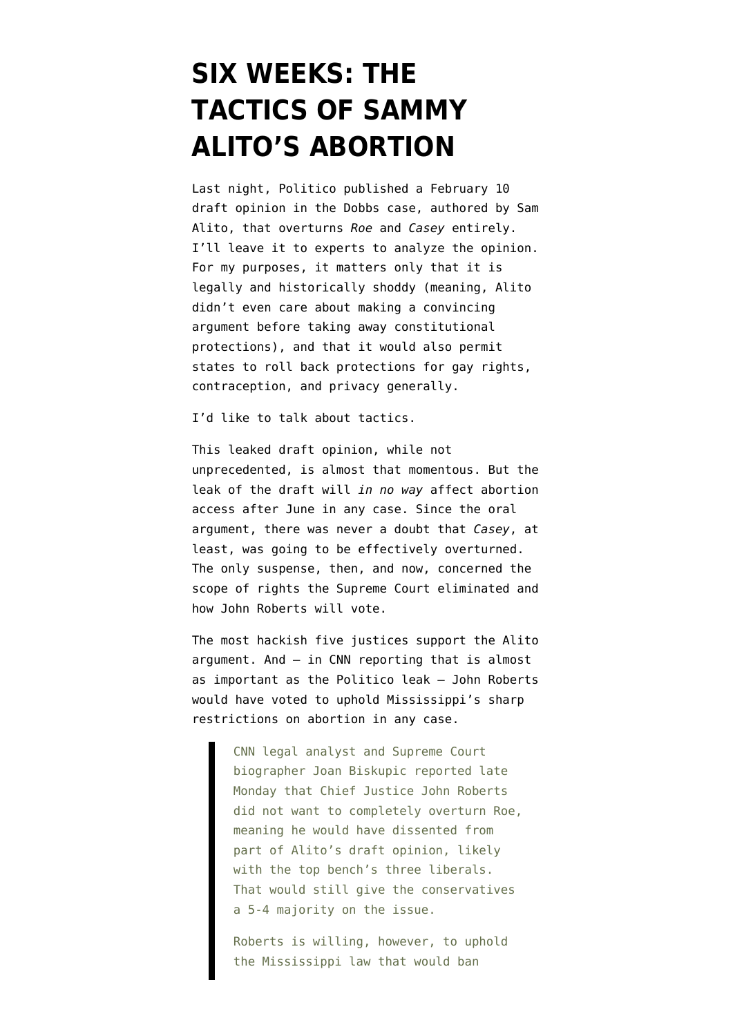# SIX WEEKS: THE TACTICS OF SAMMY ALITO'S ABORTION

Last night, Politico published a February 10 draft opinion in the Dobbs case, authored by Sam Alito, that overturns *Roe* and *Casey* entirely. I'll leave it to experts to analyze the opinion. For my purposes, it matters only that it is legally and historically shoddy (meaning, Alito didn't even care about making a convincing argument before taking away constitutional protections), and that it would also permit states to roll back protections for gay rights, contraception, and privacy generally.

I'd like to talk about tactics.

This leaked draft opinion, while not unprecedented, is almost that momentous. But the leak of the draft will *in no way* affect abortion access after June in any case. Since the oral argument, there was never a doubt that *Casey*, at least, was going to be effectively overturned. The only suspense, then, and now, concerned the scope of rights the Supreme Court eliminated and how John Roberts will vote.

The most hackish five justices support the Alito argument. And — in CNN reporting that is almost as important as the Politico leak — John Roberts would have voted to uphold Mississippi's sharp restrictions on abortion in any case.

> CNN legal analyst and Supreme Court biographer Joan Biskupic reported late Monday that Chief Justice John Roberts did not want to completely overturn Roe, meaning he would have dissented from part of Alito's draft opinion, likely with the top bench's three liberals. That would still give the conservatives a 5-4 majority on the issue.
>
> Roberts is willing, however, to uphold the Mississippi law that would ban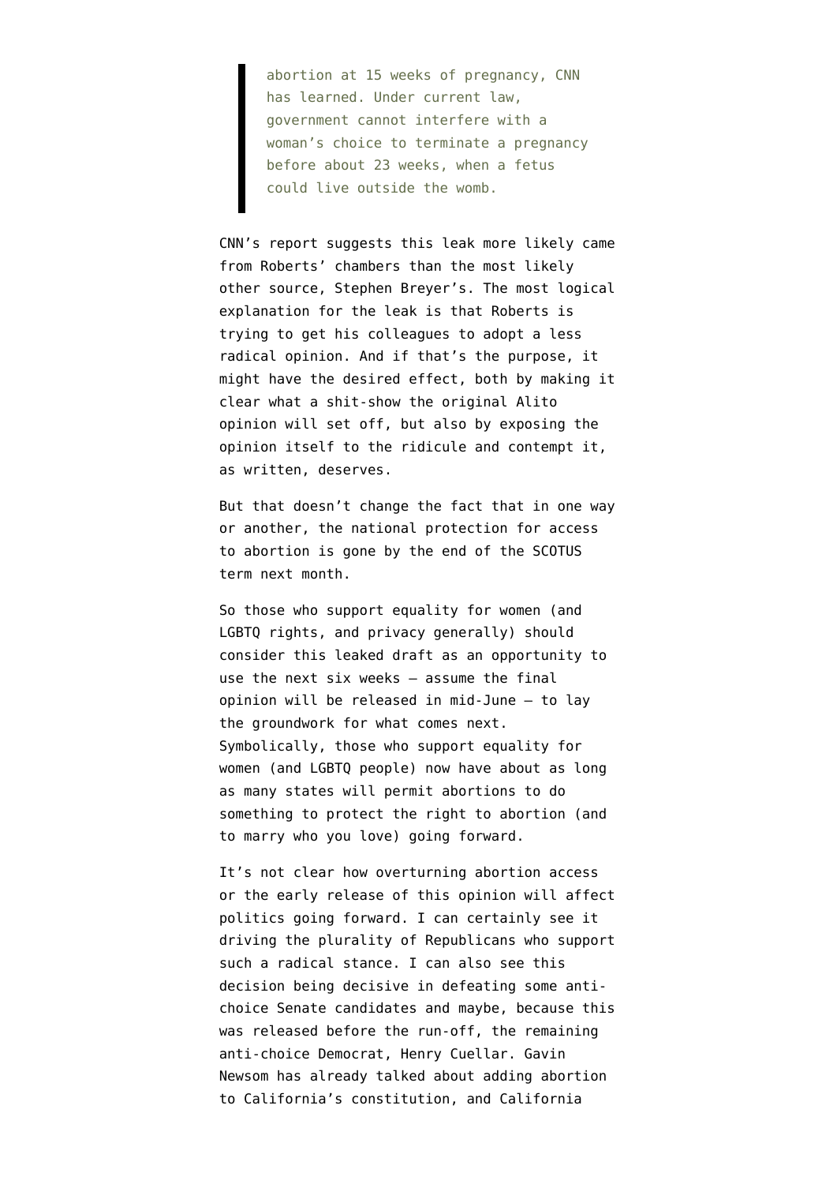> abortion at 15 weeks of pregnancy, CNN has learned. Under current law, government cannot interfere with a woman's choice to terminate a pregnancy before about 23 weeks, when a fetus could live outside the womb.

CNN's report suggests this leak more likely came from Roberts' chambers than the most likely other source, Stephen Breyer's. The most logical explanation for the leak is that Roberts is trying to get his colleagues to adopt a less radical opinion. And if that's the purpose, it might have the desired effect, both by making it clear what a shit-show the original Alito opinion will set off, but also by exposing the opinion itself to the ridicule and contempt it, as written, deserves.

But that doesn't change the fact that in one way or another, the national protection for access to abortion is gone by the end of the SCOTUS term next month.

So those who support equality for women (and LGBTQ rights, and privacy generally) should consider this leaked draft as an opportunity to use the next six weeks — assume the final opinion will be released in mid-June — to lay the groundwork for what comes next. Symbolically, those who support equality for women (and LGBTQ people) now have about as long as many states will permit abortions to do something to protect the right to abortion (and to marry who you love) going forward.

It's not clear how overturning abortion access or the early release of this opinion will affect politics going forward. I can certainly see it driving the plurality of Republicans who support such a radical stance. I can also see this decision being decisive in defeating some anti-choice Senate candidates and maybe, because this was released before the run-off, the remaining anti-choice Democrat, Henry Cuellar. Gavin Newsom has already talked about adding abortion to California's constitution, and California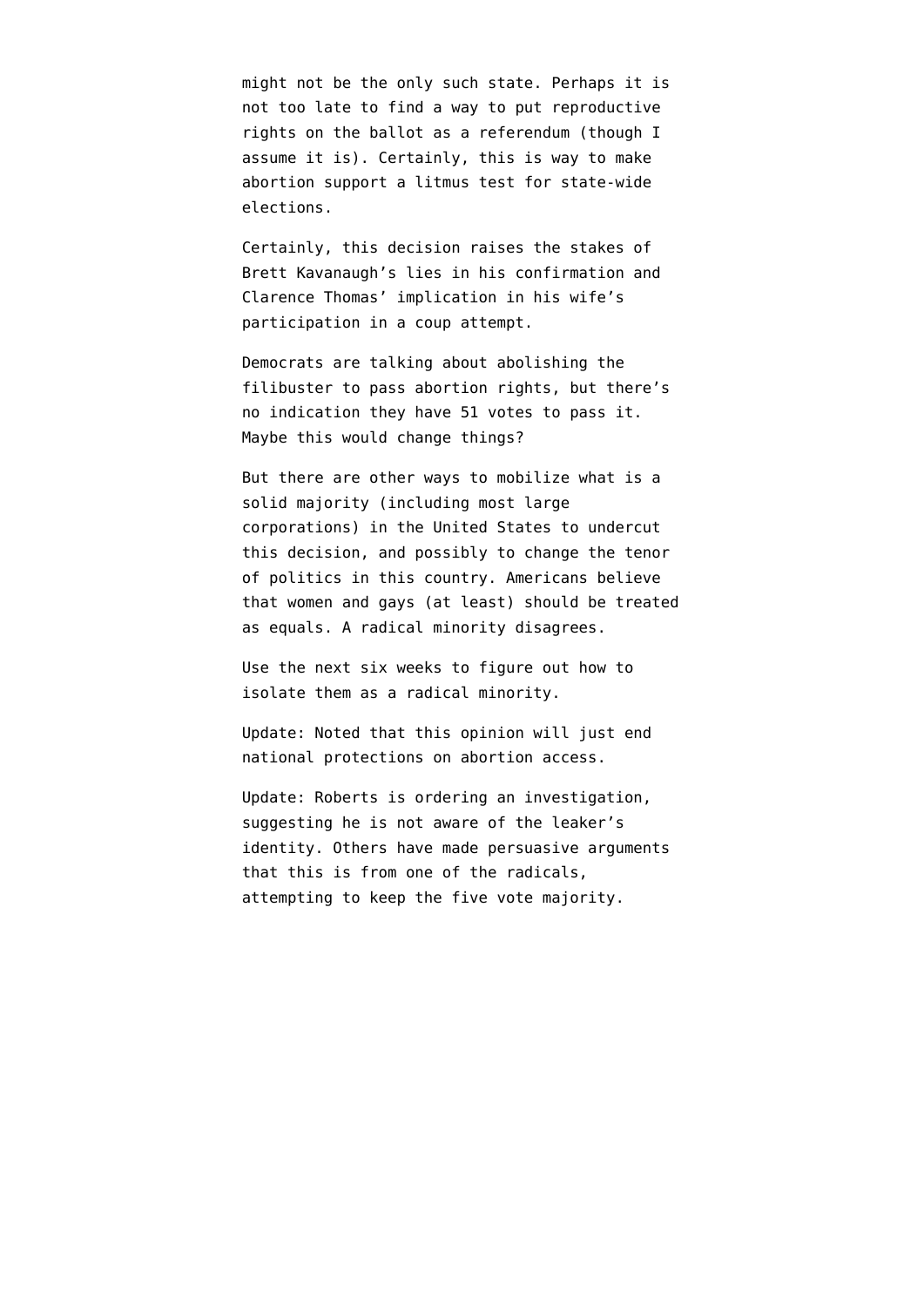might not be the only such state. Perhaps it is not too late to find a way to put reproductive rights on the ballot as a referendum (though I assume it is). Certainly, this is way to make abortion support a litmus test for state-wide elections.

Certainly, this decision raises the stakes of Brett Kavanaugh's lies in his confirmation and Clarence Thomas' implication in his wife's participation in a coup attempt.

Democrats are talking about abolishing the filibuster to pass abortion rights, but there's no indication they have 51 votes to pass it. Maybe this would change things?

But there are other ways to mobilize what is a solid majority (including most large corporations) in the United States to undercut this decision, and possibly to change the tenor of politics in this country. Americans believe that women and gays (at least) should be treated as equals. A radical minority disagrees.

Use the next six weeks to figure out how to isolate them as a radical minority.

Update: Noted that this opinion will just end national protections on abortion access.

Update: Roberts is ordering an investigation, suggesting he is not aware of the leaker's identity. Others have made persuasive arguments that this is from one of the radicals, attempting to keep the five vote majority.